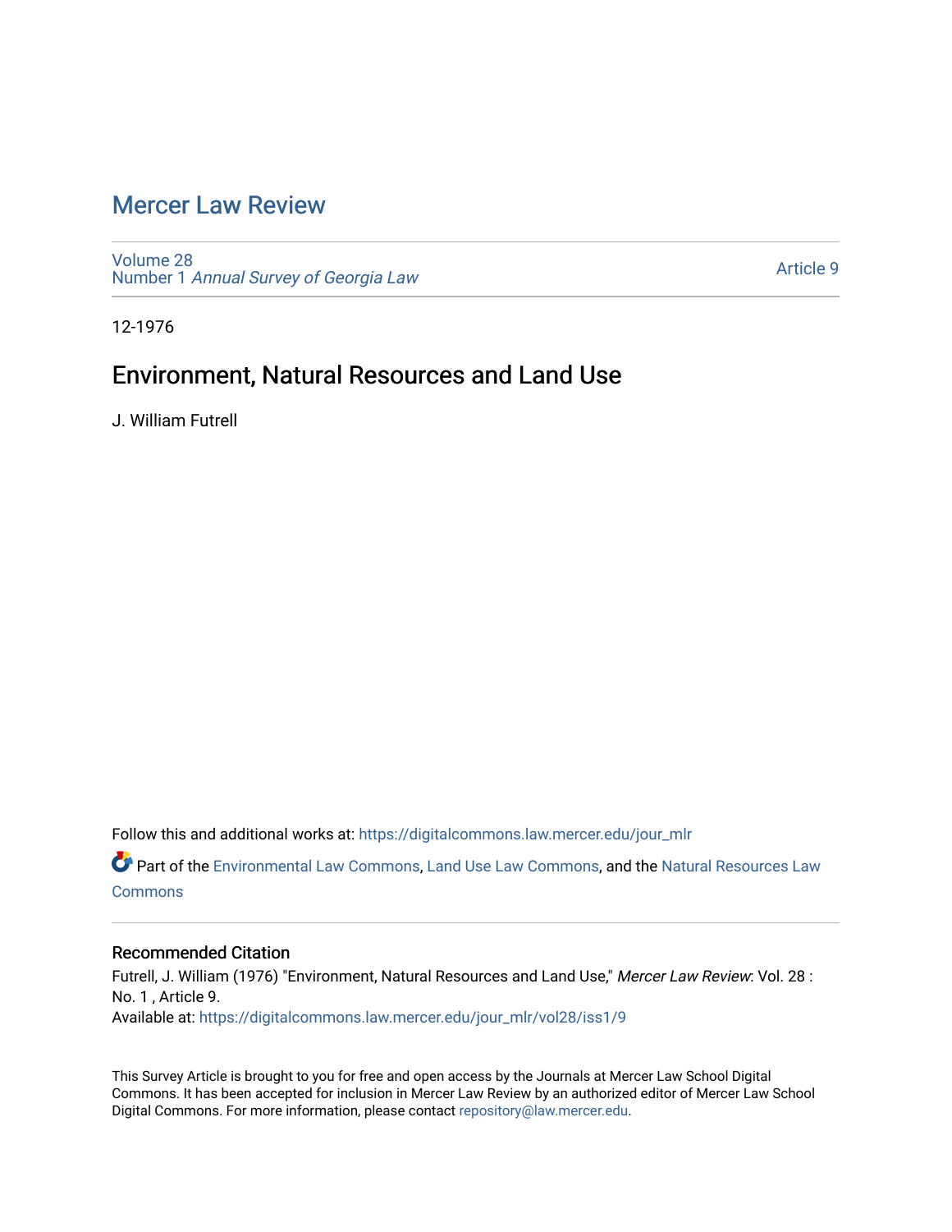# Mercer Law Review

Volume 28
Number 1 *Annual Survey of Georgia Law*

Article 9

12-1976

## Environment, Natural Resources and Land Use

J. William Futrell

Follow this and additional works at: https://digitalcommons.law.mercer.edu/jour_mlr

Part of the Environmental Law Commons, Land Use Law Commons, and the Natural Resources Law Commons

### Recommended Citation

Futrell, J. William (1976) "Environment, Natural Resources and Land Use," *Mercer Law Review*: Vol. 28 : No. 1 , Article 9.
Available at: https://digitalcommons.law.mercer.edu/jour_mlr/vol28/iss1/9

This Survey Article is brought to you for free and open access by the Journals at Mercer Law School Digital Commons. It has been accepted for inclusion in Mercer Law Review by an authorized editor of Mercer Law School Digital Commons. For more information, please contact repository@law.mercer.edu.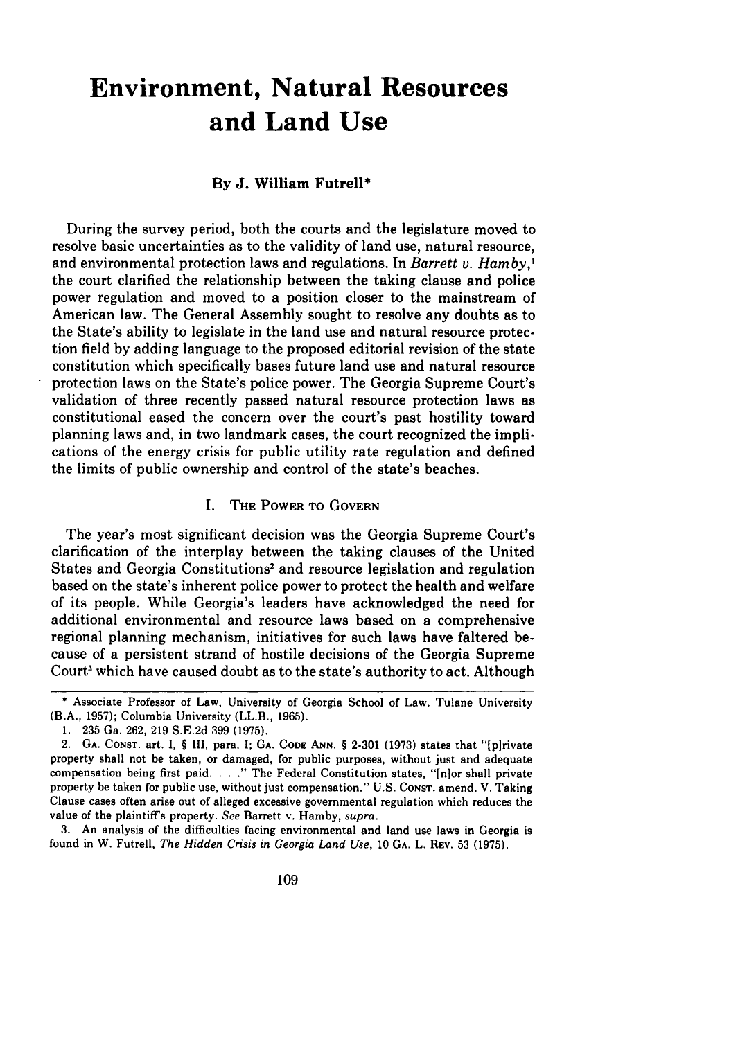# Environment, Natural Resources and Land Use

**By J. William Futrell***

During the survey period, both the courts and the legislature moved to resolve basic uncertainties as to the validity of land use, natural resource, and environmental protection laws and regulations. In *Barrett v. Hamby*,[1] the court clarified the relationship between the taking clause and police power regulation and moved to a position closer to the mainstream of American law. The General Assembly sought to resolve any doubts as to the State's ability to legislate in the land use and natural resource protection field by adding language to the proposed editorial revision of the state constitution which specifically bases future land use and natural resource protection laws on the State's police power. The Georgia Supreme Court's validation of three recently passed natural resource protection laws as constitutional eased the concern over the court's past hostility toward planning laws and, in two landmark cases, the court recognized the implications of the energy crisis for public utility rate regulation and defined the limits of public ownership and control of the state's beaches.

## I. The Power to Govern

The year's most significant decision was the Georgia Supreme Court's clarification of the interplay between the taking clauses of the United States and Georgia Constitutions[2] and resource legislation and regulation based on the state's inherent police power to protect the health and welfare of its people. While Georgia's leaders have acknowledged the need for additional environmental and resource laws based on a comprehensive regional planning mechanism, initiatives for such laws have faltered because of a persistent strand of hostile decisions of the Georgia Supreme Court[3] which have caused doubt as to the state's authority to act. Although

---

\* Associate Professor of Law, University of Georgia School of Law. Tulane University (B.A., 1957); Columbia University (LL.B., 1965).

1. 235 Ga. 262, 219 S.E.2d 399 (1975).

2. GA. CONST. art. I, § III, para. I; GA. CODE ANN. § 2-301 (1973) states that "[p]rivate property shall not be taken, or damaged, for public purposes, without just and adequate compensation being first paid. . . ." The Federal Constitution states, "[n]or shall private property be taken for public use, without just compensation." U.S. CONST. amend. V. Taking Clause cases often arise out of alleged excessive governmental regulation which reduces the value of the plaintiff's property. *See* Barrett v. Hamby, *supra*.

3. An analysis of the difficulties facing environmental and land use laws in Georgia is found in W. Futrell, *The Hidden Crisis in Georgia Land Use*, 10 GA. L. REV. 53 (1975).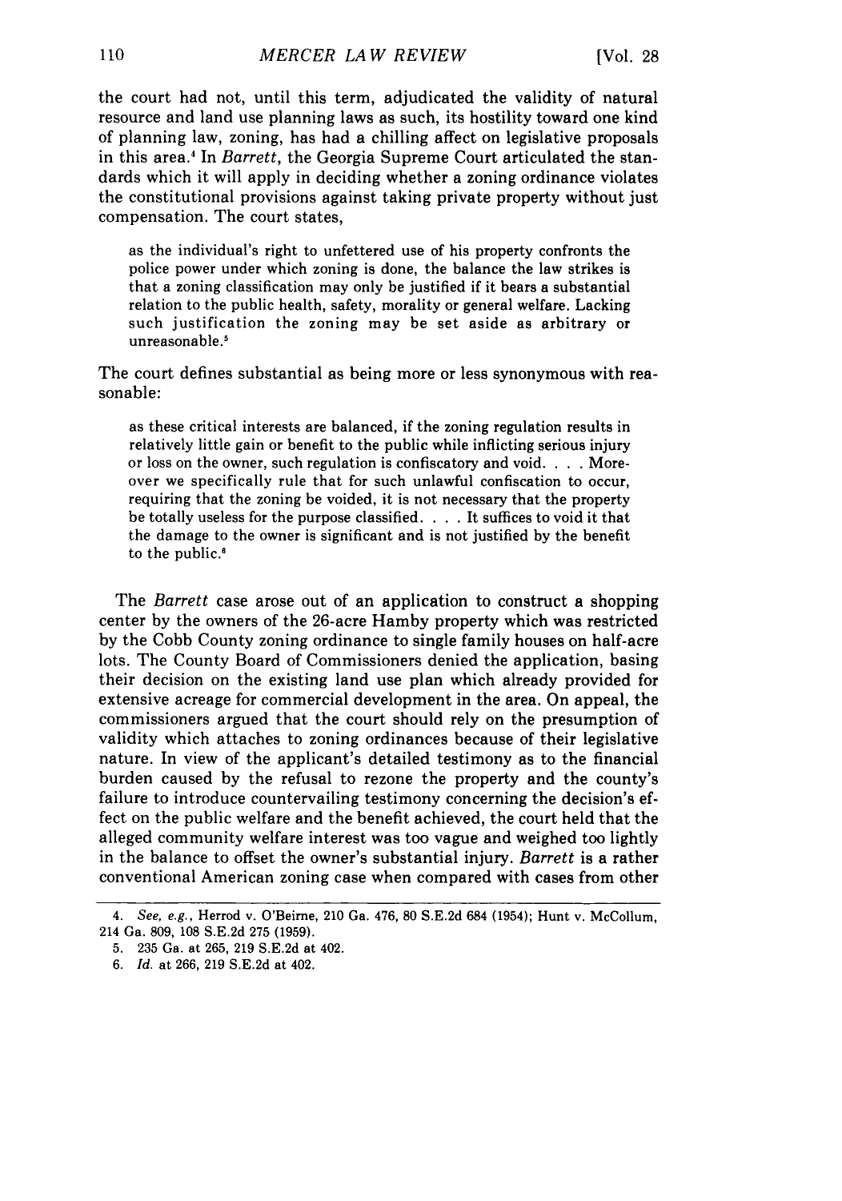the court had not, until this term, adjudicated the validity of natural resource and land use planning laws as such, its hostility toward one kind of planning law, zoning, has had a chilling affect on legislative proposals in this area.[4] In *Barrett*, the Georgia Supreme Court articulated the standards which it will apply in deciding whether a zoning ordinance violates the constitutional provisions against taking private property without just compensation. The court states,

> as the individual's right to unfettered use of his property confronts the police power under which zoning is done, the balance the law strikes is that a zoning classification may only be justified if it bears a substantial relation to the public health, safety, morality or general welfare. Lacking such justification the zoning may be set aside as arbitrary or unreasonable.[5]

The court defines substantial as being more or less synonymous with reasonable:

> as these critical interests are balanced, if the zoning regulation results in relatively little gain or benefit to the public while inflicting serious injury or loss on the owner, such regulation is confiscatory and void. . . . Moreover we specifically rule that for such unlawful confiscation to occur, requiring that the zoning be voided, it is not necessary that the property be totally useless for the purpose classified. . . . It suffices to void it that the damage to the owner is significant and is not justified by the benefit to the public.[6]

The *Barrett* case arose out of an application to construct a shopping center by the owners of the 26-acre Hamby property which was restricted by the Cobb County zoning ordinance to single family houses on half-acre lots. The County Board of Commissioners denied the application, basing their decision on the existing land use plan which already provided for extensive acreage for commercial development in the area. On appeal, the commissioners argued that the court should rely on the presumption of validity which attaches to zoning ordinances because of their legislative nature. In view of the applicant's detailed testimony as to the financial burden caused by the refusal to rezone the property and the county's failure to introduce countervailing testimony concerning the decision's effect on the public welfare and the benefit achieved, the court held that the alleged community welfare interest was too vague and weighed too lightly in the balance to offset the owner's substantial injury. *Barrett* is a rather conventional American zoning case when compared with cases from other

---

4. *See, e.g.*, Herrod v. O'Beirne, 210 Ga. 476, 80 S.E.2d 684 (1954); Hunt v. McCollum, 214 Ga. 809, 108 S.E.2d 275 (1959).

5. 235 Ga. at 265, 219 S.E.2d at 402.

6. *Id.* at 266, 219 S.E.2d at 402.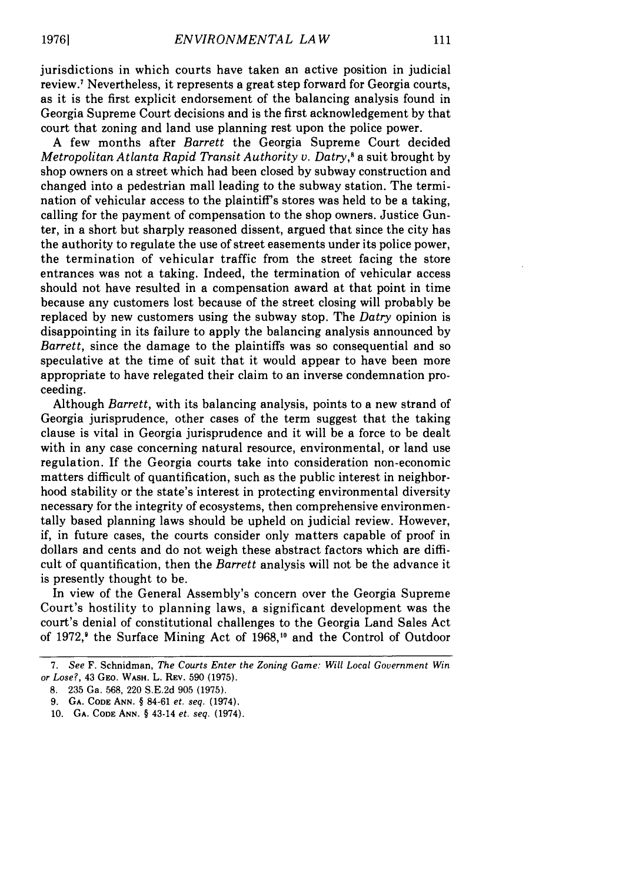jurisdictions in which courts have taken an active position in judicial review.[7] Nevertheless, it represents a great step forward for Georgia courts, as it is the first explicit endorsement of the balancing analysis found in Georgia Supreme Court decisions and is the first acknowledgement by that court that zoning and land use planning rest upon the police power.

A few months after *Barrett* the Georgia Supreme Court decided *Metropolitan Atlanta Rapid Transit Authority v. Datry*,[8] a suit brought by shop owners on a street which had been closed by subway construction and changed into a pedestrian mall leading to the subway station. The termination of vehicular access to the plaintiff's stores was held to be a taking, calling for the payment of compensation to the shop owners. Justice Gunter, in a short but sharply reasoned dissent, argued that since the city has the authority to regulate the use of street easements under its police power, the termination of vehicular traffic from the street facing the store entrances was not a taking. Indeed, the termination of vehicular access should not have resulted in a compensation award at that point in time because any customers lost because of the street closing will probably be replaced by new customers using the subway stop. The *Datry* opinion is disappointing in its failure to apply the balancing analysis announced by *Barrett*, since the damage to the plaintiffs was so consequential and so speculative at the time of suit that it would appear to have been more appropriate to have relegated their claim to an inverse condemnation proceeding.

Although *Barrett*, with its balancing analysis, points to a new strand of Georgia jurisprudence, other cases of the term suggest that the taking clause is vital in Georgia jurisprudence and it will be a force to be dealt with in any case concerning natural resource, environmental, or land use regulation. If the Georgia courts take into consideration non-economic matters difficult of quantification, such as the public interest in neighborhood stability or the state's interest in protecting environmental diversity necessary for the integrity of ecosystems, then comprehensive environmentally based planning laws should be upheld on judicial review. However, if, in future cases, the courts consider only matters capable of proof in dollars and cents and do not weigh these abstract factors which are difficult of quantification, then the *Barrett* analysis will not be the advance it is presently thought to be.

In view of the General Assembly's concern over the Georgia Supreme Court's hostility to planning laws, a significant development was the court's denial of constitutional challenges to the Georgia Land Sales Act of 1972,[9] the Surface Mining Act of 1968,[10] and the Control of Outdoor

---

7. *See* F. Schnidman, *The Courts Enter the Zoning Game: Will Local Government Win or Lose?*, 43 GEO. WASH. L. REV. 590 (1975).

8. 235 Ga. 568, 220 S.E.2d 905 (1975).

9. GA. CODE ANN. § 84-61 *et. seq.* (1974).

10. GA. CODE ANN. § 43-14 *et. seq.* (1974).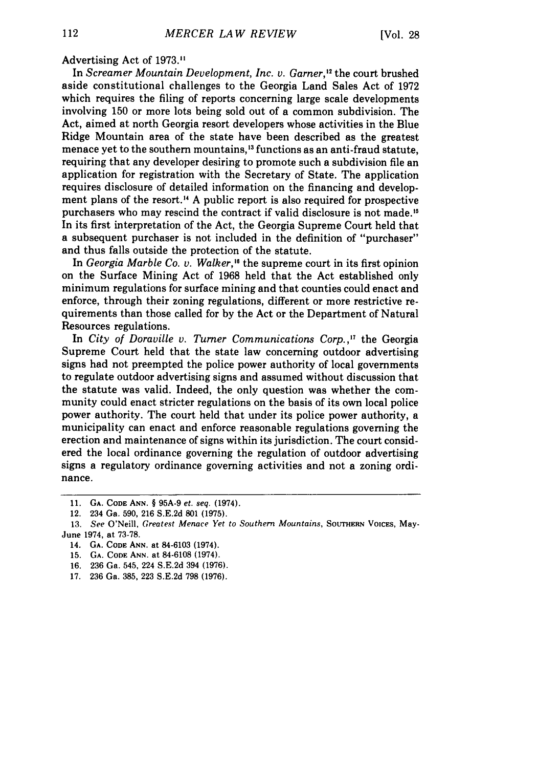Advertising Act of 1973.[11]

In *Screamer Mountain Development, Inc. v. Garner*,[12] the court brushed aside constitutional challenges to the Georgia Land Sales Act of 1972 which requires the filing of reports concerning large scale developments involving 150 or more lots being sold out of a common subdivision. The Act, aimed at north Georgia resort developers whose activities in the Blue Ridge Mountain area of the state have been described as the greatest menace yet to the southern mountains,[13] functions as an anti-fraud statute, requiring that any developer desiring to promote such a subdivision file an application for registration with the Secretary of State. The application requires disclosure of detailed information on the financing and development plans of the resort.[14] A public report is also required for prospective purchasers who may rescind the contract if valid disclosure is not made.[15] In its first interpretation of the Act, the Georgia Supreme Court held that a subsequent purchaser is not included in the definition of "purchaser" and thus falls outside the protection of the statute.

In *Georgia Marble Co. v. Walker*,[16] the supreme court in its first opinion on the Surface Mining Act of 1968 held that the Act established only minimum regulations for surface mining and that counties could enact and enforce, through their zoning regulations, different or more restrictive requirements than those called for by the Act or the Department of Natural Resources regulations.

In *City of Doraville v. Turner Communications Corp.*,[17] the Georgia Supreme Court held that the state law concerning outdoor advertising signs had not preempted the police power authority of local governments to regulate outdoor advertising signs and assumed without discussion that the statute was valid. Indeed, the only question was whether the community could enact stricter regulations on the basis of its own local police power authority. The court held that under its police power authority, a municipality can enact and enforce reasonable regulations governing the erection and maintenance of signs within its jurisdiction. The court considered the local ordinance governing the regulation of outdoor advertising signs a regulatory ordinance governing activities and not a zoning ordinance.

---

11. GA. CODE ANN. § 95A-9 *et. seq.* (1974).
12. 234 Ga. 590, 216 S.E.2d 801 (1975).
13. *See* O'Neill, *Greatest Menace Yet to Southern Mountains*, SOUTHERN VOICES, May-June 1974, at 73-78.
14. GA. CODE ANN. at 84-6103 (1974).
15. GA. CODE ANN. at 84-6108 (1974).
16. 236 Ga. 545, 224 S.E.2d 394 (1976).
17. 236 Ga. 385, 223 S.E.2d 798 (1976).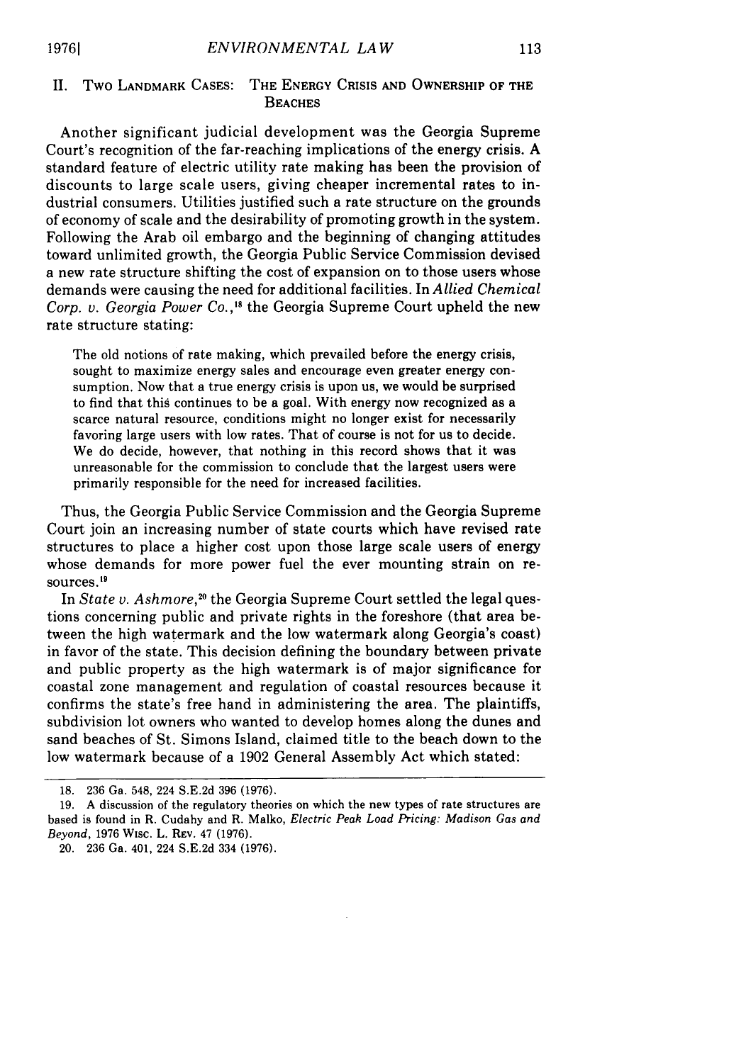## II. Two Landmark Cases: The Energy Crisis and Ownership of the Beaches

Another significant judicial development was the Georgia Supreme Court's recognition of the far-reaching implications of the energy crisis. A standard feature of electric utility rate making has been the provision of discounts to large scale users, giving cheaper incremental rates to industrial consumers. Utilities justified such a rate structure on the grounds of economy of scale and the desirability of promoting growth in the system. Following the Arab oil embargo and the beginning of changing attitudes toward unlimited growth, the Georgia Public Service Commission devised a new rate structure shifting the cost of expansion on to those users whose demands were causing the need for additional facilities. In *Allied Chemical Corp. v. Georgia Power Co.*,[18] the Georgia Supreme Court upheld the new rate structure stating:

> The old notions of rate making, which prevailed before the energy crisis, sought to maximize energy sales and encourage even greater energy consumption. Now that a true energy crisis is upon us, we would be surprised to find that this continues to be a goal. With energy now recognized as a scarce natural resource, conditions might no longer exist for necessarily favoring large users with low rates. That of course is not for us to decide. We do decide, however, that nothing in this record shows that it was unreasonable for the commission to conclude that the largest users were primarily responsible for the need for increased facilities.

Thus, the Georgia Public Service Commission and the Georgia Supreme Court join an increasing number of state courts which have revised rate structures to place a higher cost upon those large scale users of energy whose demands for more power fuel the ever mounting strain on resources.[19]

In *State v. Ashmore*,[20] the Georgia Supreme Court settled the legal questions concerning public and private rights in the foreshore (that area between the high watermark and the low watermark along Georgia's coast) in favor of the state. This decision defining the boundary between private and public property as the high watermark is of major significance for coastal zone management and regulation of coastal resources because it confirms the state's free hand in administering the area. The plaintiffs, subdivision lot owners who wanted to develop homes along the dunes and sand beaches of St. Simons Island, claimed title to the beach down to the low watermark because of a 1902 General Assembly Act which stated:

---

18. 236 Ga. 548, 224 S.E.2d 396 (1976).

19. A discussion of the regulatory theories on which the new types of rate structures are based is found in R. Cudahy and R. Malko, *Electric Peak Load Pricing: Madison Gas and Beyond*, 1976 Wisc. L. Rev. 47 (1976).

20. 236 Ga. 401, 224 S.E.2d 334 (1976).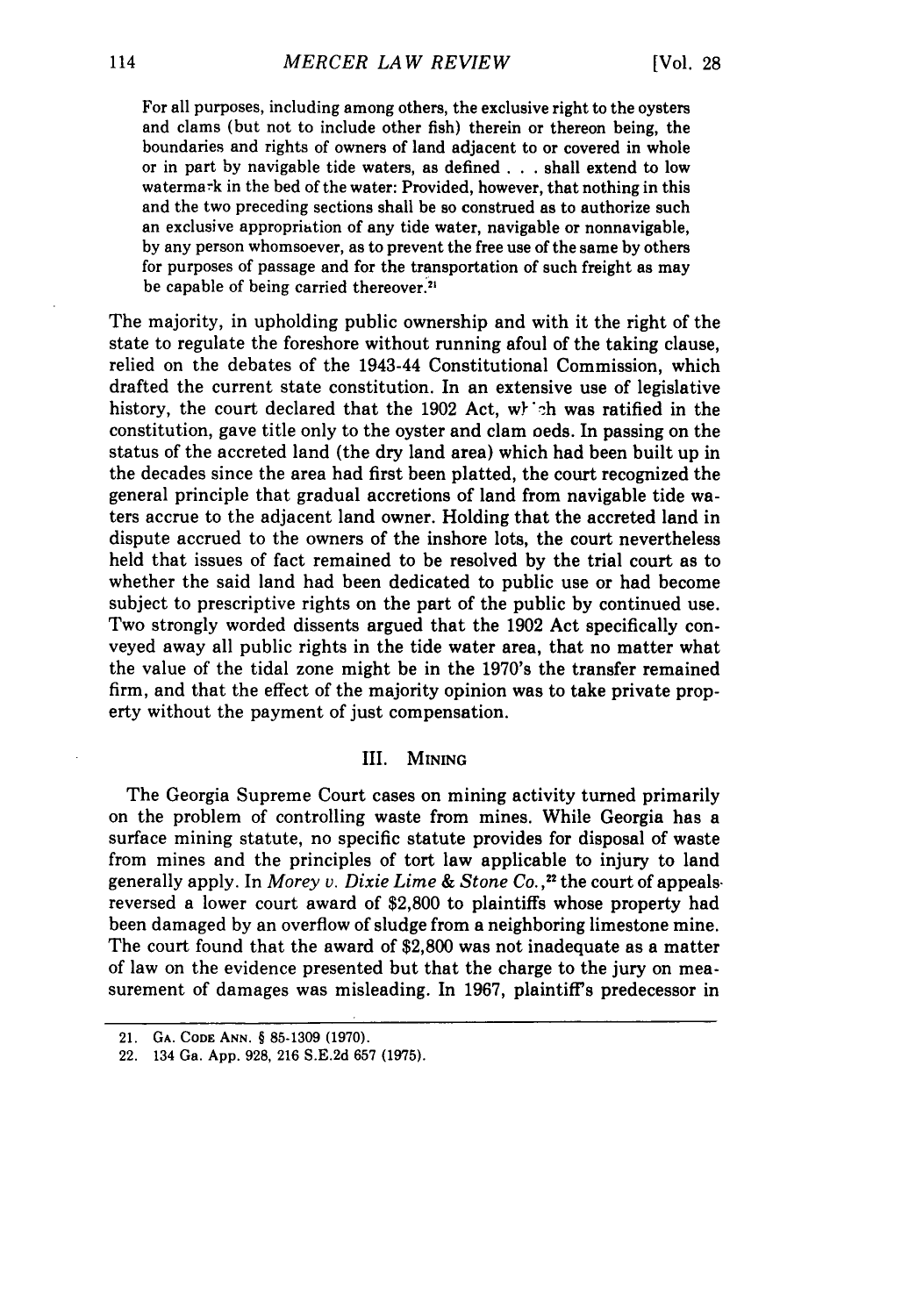> For all purposes, including among others, the exclusive right to the oysters and clams (but not to include other fish) therein or thereon being, the boundaries and rights of owners of land adjacent to or covered in whole or in part by navigable tide waters, as defined . . . shall extend to low watermark in the bed of the water: Provided, however, that nothing in this and the two preceding sections shall be so construed as to authorize such an exclusive appropriation of any tide water, navigable or nonnavigable, by any person whomsoever, as to prevent the free use of the same by others for purposes of passage and for the transportation of such freight as may be capable of being carried thereover.[21]

The majority, in upholding public ownership and with it the right of the state to regulate the foreshore without running afoul of the taking clause, relied on the debates of the 1943-44 Constitutional Commission, which drafted the current state constitution. In an extensive use of legislative history, the court declared that the 1902 Act, which was ratified in the constitution, gave title only to the oyster and clam beds. In passing on the status of the accreted land (the dry land area) which had been built up in the decades since the area had first been platted, the court recognized the general principle that gradual accretions of land from navigable tide waters accrue to the adjacent land owner. Holding that the accreted land in dispute accrued to the owners of the inshore lots, the court nevertheless held that issues of fact remained to be resolved by the trial court as to whether the said land had been dedicated to public use or had become subject to prescriptive rights on the part of the public by continued use. Two strongly worded dissents argued that the 1902 Act specifically conveyed away all public rights in the tide water area, that no matter what the value of the tidal zone might be in the 1970's the transfer remained firm, and that the effect of the majority opinion was to take private property without the payment of just compensation.

## III. Mining

The Georgia Supreme Court cases on mining activity turned primarily on the problem of controlling waste from mines. While Georgia has a surface mining statute, no specific statute provides for disposal of waste from mines and the principles of tort law applicable to injury to land generally apply. In *Morey v. Dixie Lime & Stone Co.*,[22] the court of appeals reversed a lower court award of $2,800 to plaintiffs whose property had been damaged by an overflow of sludge from a neighboring limestone mine. The court found that the award of $2,800 was not inadequate as a matter of law on the evidence presented but that the charge to the jury on measurement of damages was misleading. In 1967, plaintiff's predecessor in

---

21. Ga. Code Ann. § 85-1309 (1970).

22. 134 Ga. App. 928, 216 S.E.2d 657 (1975).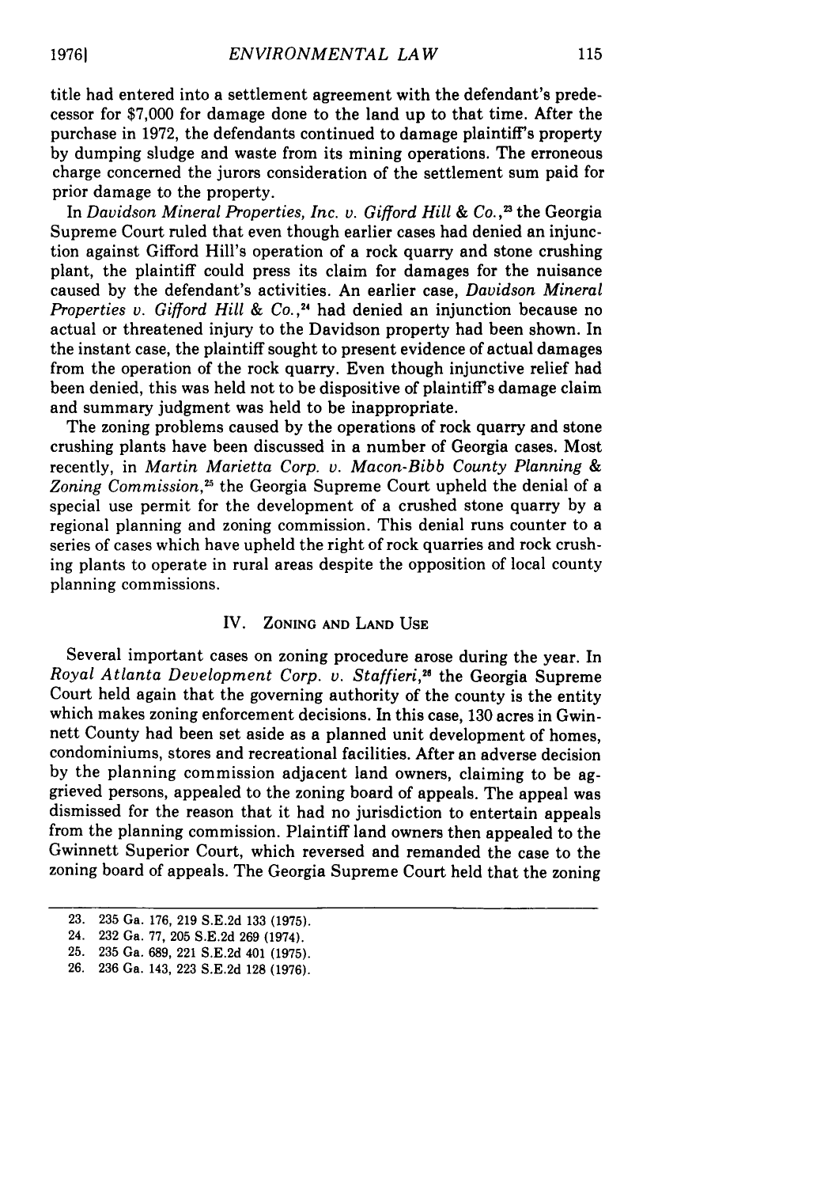title had entered into a settlement agreement with the defendant's predecessor for $7,000 for damage done to the land up to that time. After the purchase in 1972, the defendants continued to damage plaintiff's property by dumping sludge and waste from its mining operations. The erroneous charge concerned the jurors consideration of the settlement sum paid for prior damage to the property.

In *Davidson Mineral Properties, Inc. v. Gifford Hill & Co.*,[23] the Georgia Supreme Court ruled that even though earlier cases had denied an injunction against Gifford Hill's operation of a rock quarry and stone crushing plant, the plaintiff could press its claim for damages for the nuisance caused by the defendant's activities. An earlier case, *Davidson Mineral Properties v. Gifford Hill & Co.*,[24] had denied an injunction because no actual or threatened injury to the Davidson property had been shown. In the instant case, the plaintiff sought to present evidence of actual damages from the operation of the rock quarry. Even though injunctive relief had been denied, this was held not to be dispositive of plaintiff's damage claim and summary judgment was held to be inappropriate.

The zoning problems caused by the operations of rock quarry and stone crushing plants have been discussed in a number of Georgia cases. Most recently, in *Martin Marietta Corp. v. Macon-Bibb County Planning & Zoning Commission*,[25] the Georgia Supreme Court upheld the denial of a special use permit for the development of a crushed stone quarry by a regional planning and zoning commission. This denial runs counter to a series of cases which have upheld the right of rock quarries and rock crushing plants to operate in rural areas despite the opposition of local county planning commissions.

## IV. Zoning and Land Use

Several important cases on zoning procedure arose during the year. In *Royal Atlanta Development Corp. v. Staffieri*,[26] the Georgia Supreme Court held again that the governing authority of the county is the entity which makes zoning enforcement decisions. In this case, 130 acres in Gwinnett County had been set aside as a planned unit development of homes, condominiums, stores and recreational facilities. After an adverse decision by the planning commission adjacent land owners, claiming to be aggrieved persons, appealed to the zoning board of appeals. The appeal was dismissed for the reason that it had no jurisdiction to entertain appeals from the planning commission. Plaintiff land owners then appealed to the Gwinnett Superior Court, which reversed and remanded the case to the zoning board of appeals. The Georgia Supreme Court held that the zoning

---

23. 235 Ga. 176, 219 S.E.2d 133 (1975).
24. 232 Ga. 77, 205 S.E.2d 269 (1974).
25. 235 Ga. 689, 221 S.E.2d 401 (1975).
26. 236 Ga. 143, 223 S.E.2d 128 (1976).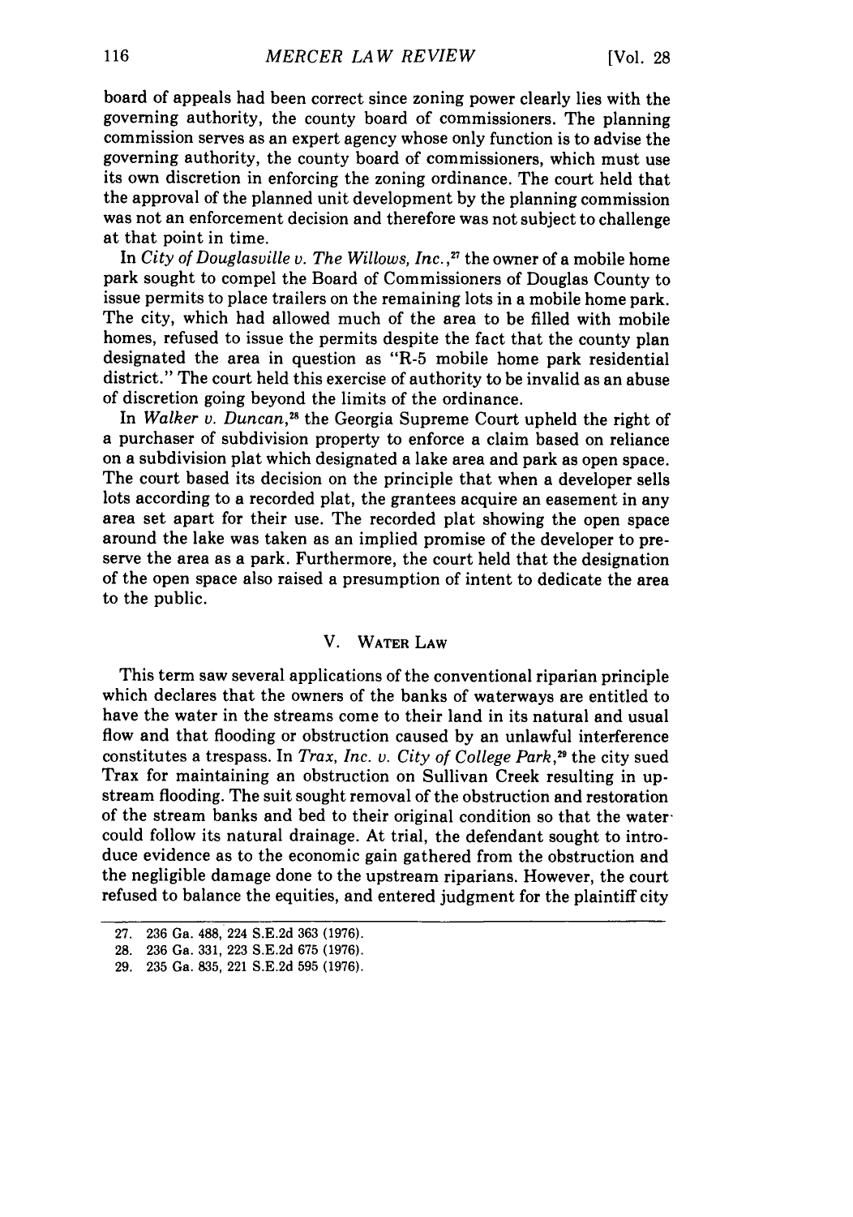board of appeals had been correct since zoning power clearly lies with the governing authority, the county board of commissioners. The planning commission serves as an expert agency whose only function is to advise the governing authority, the county board of commissioners, which must use its own discretion in enforcing the zoning ordinance. The court held that the approval of the planned unit development by the planning commission was not an enforcement decision and therefore was not subject to challenge at that point in time.

In *City of Douglasville v. The Willows, Inc.*,[27] the owner of a mobile home park sought to compel the Board of Commissioners of Douglas County to issue permits to place trailers on the remaining lots in a mobile home park. The city, which had allowed much of the area to be filled with mobile homes, refused to issue the permits despite the fact that the county plan designated the area in question as "R-5 mobile home park residential district." The court held this exercise of authority to be invalid as an abuse of discretion going beyond the limits of the ordinance.

In *Walker v. Duncan*,[28] the Georgia Supreme Court upheld the right of a purchaser of subdivision property to enforce a claim based on reliance on a subdivision plat which designated a lake area and park as open space. The court based its decision on the principle that when a developer sells lots according to a recorded plat, the grantees acquire an easement in any area set apart for their use. The recorded plat showing the open space around the lake was taken as an implied promise of the developer to preserve the area as a park. Furthermore, the court held that the designation of the open space also raised a presumption of intent to dedicate the area to the public.

## V. Water Law

This term saw several applications of the conventional riparian principle which declares that the owners of the banks of waterways are entitled to have the water in the streams come to their land in its natural and usual flow and that flooding or obstruction caused by an unlawful interference constitutes a trespass. In *Trax, Inc. v. City of College Park*,[29] the city sued Trax for maintaining an obstruction on Sullivan Creek resulting in upstream flooding. The suit sought removal of the obstruction and restoration of the stream banks and bed to their original condition so that the water could follow its natural drainage. At trial, the defendant sought to introduce evidence as to the economic gain gathered from the obstruction and the negligible damage done to the upstream riparians. However, the court refused to balance the equities, and entered judgment for the plaintiff city

---

27. 236 Ga. 488, 224 S.E.2d 363 (1976).
28. 236 Ga. 331, 223 S.E.2d 675 (1976).
29. 235 Ga. 835, 221 S.E.2d 595 (1976).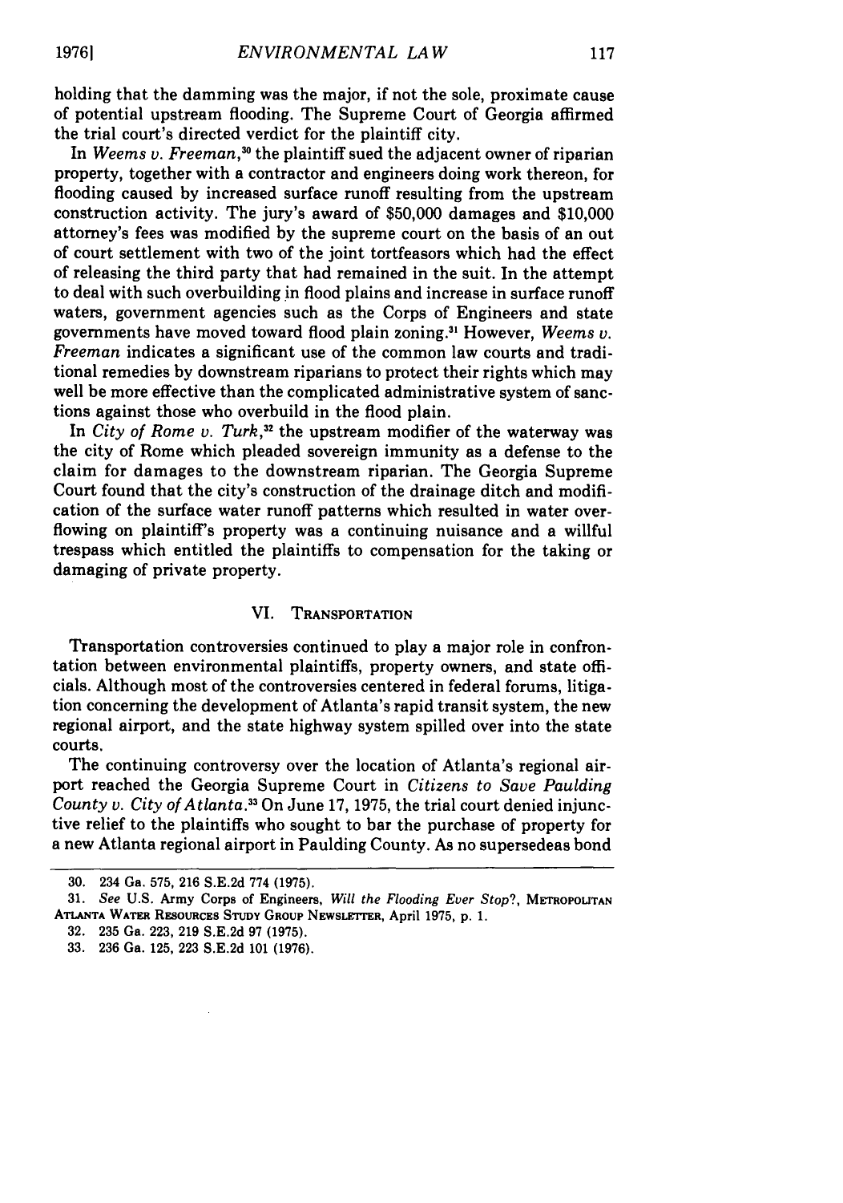holding that the damming was the major, if not the sole, proximate cause of potential upstream flooding. The Supreme Court of Georgia affirmed the trial court's directed verdict for the plaintiff city.

In *Weems v. Freeman*,[30] the plaintiff sued the adjacent owner of riparian property, together with a contractor and engineers doing work thereon, for flooding caused by increased surface runoff resulting from the upstream construction activity. The jury's award of $50,000 damages and $10,000 attorney's fees was modified by the supreme court on the basis of an out of court settlement with two of the joint tortfeasors which had the effect of releasing the third party that had remained in the suit. In the attempt to deal with such overbuilding in flood plains and increase in surface runoff waters, government agencies such as the Corps of Engineers and state governments have moved toward flood plain zoning.[31] However, *Weems v. Freeman* indicates a significant use of the common law courts and traditional remedies by downstream riparians to protect their rights which may well be more effective than the complicated administrative system of sanctions against those who overbuild in the flood plain.

In *City of Rome v. Turk*,[32] the upstream modifier of the waterway was the city of Rome which pleaded sovereign immunity as a defense to the claim for damages to the downstream riparian. The Georgia Supreme Court found that the city's construction of the drainage ditch and modification of the surface water runoff patterns which resulted in water overflowing on plaintiff's property was a continuing nuisance and a willful trespass which entitled the plaintiffs to compensation for the taking or damaging of private property.

## VI. Transportation

Transportation controversies continued to play a major role in confrontation between environmental plaintiffs, property owners, and state officials. Although most of the controversies centered in federal forums, litigation concerning the development of Atlanta's rapid transit system, the new regional airport, and the state highway system spilled over into the state courts.

The continuing controversy over the location of Atlanta's regional airport reached the Georgia Supreme Court in *Citizens to Save Paulding County v. City of Atlanta*.[33] On June 17, 1975, the trial court denied injunctive relief to the plaintiffs who sought to bar the purchase of property for a new Atlanta regional airport in Paulding County. As no supersedeas bond

---

30. 234 Ga. 575, 216 S.E.2d 774 (1975).

31. *See* U.S. Army Corps of Engineers, *Will the Flooding Ever Stop?*, Metropolitan Atlanta Water Resources Study Group Newsletter, April 1975, p. 1.

32. 235 Ga. 223, 219 S.E.2d 97 (1975).

33. 236 Ga. 125, 223 S.E.2d 101 (1976).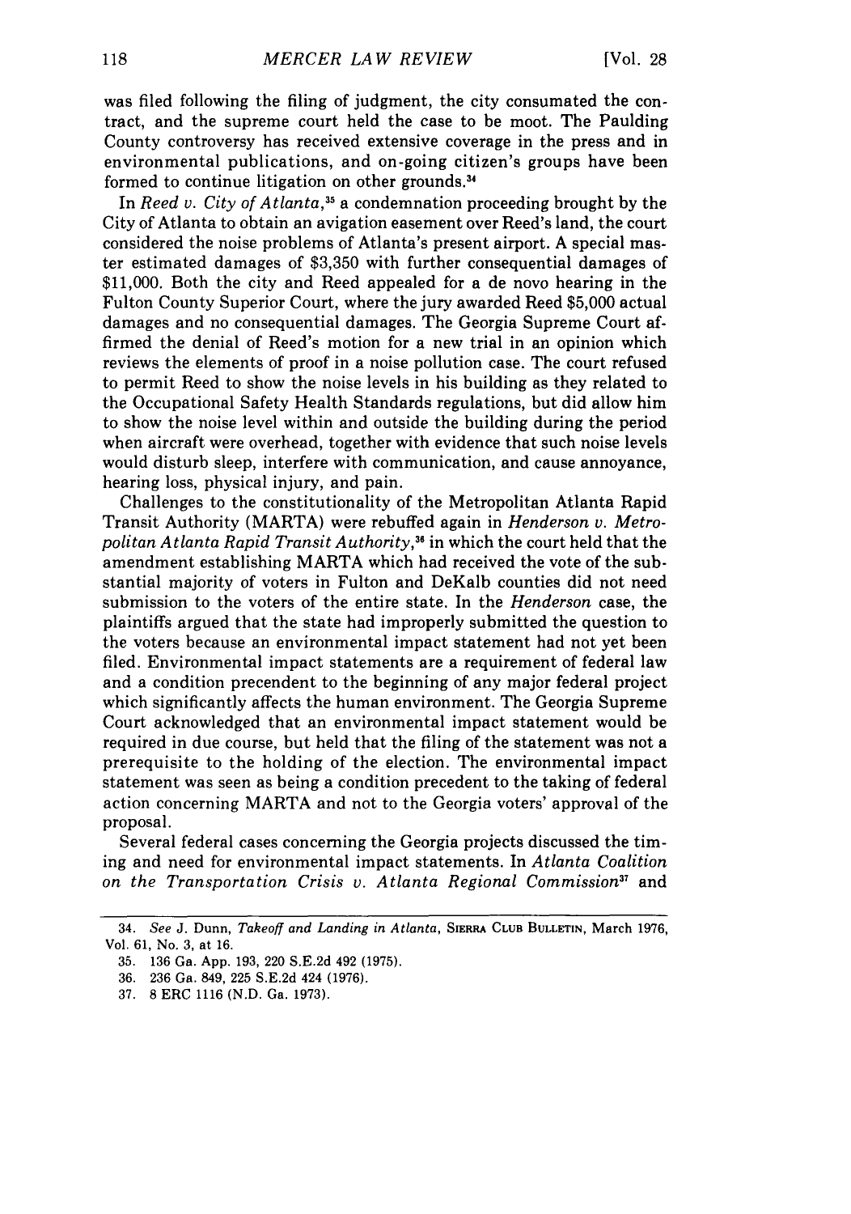was filed following the filing of judgment, the city consumated the contract, and the supreme court held the case to be moot. The Paulding County controversy has received extensive coverage in the press and in environmental publications, and on-going citizen's groups have been formed to continue litigation on other grounds.[34]

In *Reed v. City of Atlanta*,[35] a condemnation proceeding brought by the City of Atlanta to obtain an avigation easement over Reed's land, the court considered the noise problems of Atlanta's present airport. A special master estimated damages of $3,350 with further consequential damages of $11,000. Both the city and Reed appealed for a de novo hearing in the Fulton County Superior Court, where the jury awarded Reed $5,000 actual damages and no consequential damages. The Georgia Supreme Court affirmed the denial of Reed's motion for a new trial in an opinion which reviews the elements of proof in a noise pollution case. The court refused to permit Reed to show the noise levels in his building as they related to the Occupational Safety Health Standards regulations, but did allow him to show the noise level within and outside the building during the period when aircraft were overhead, together with evidence that such noise levels would disturb sleep, interfere with communication, and cause annoyance, hearing loss, physical injury, and pain.

Challenges to the constitutionality of the Metropolitan Atlanta Rapid Transit Authority (MARTA) were rebuffed again in *Henderson v. Metropolitan Atlanta Rapid Transit Authority*,[36] in which the court held that the amendment establishing MARTA which had received the vote of the substantial majority of voters in Fulton and DeKalb counties did not need submission to the voters of the entire state. In the *Henderson* case, the plaintiffs argued that the state had improperly submitted the question to the voters because an environmental impact statement had not yet been filed. Environmental impact statements are a requirement of federal law and a condition precendent to the beginning of any major federal project which significantly affects the human environment. The Georgia Supreme Court acknowledged that an environmental impact statement would be required in due course, but held that the filing of the statement was not a prerequisite to the holding of the election. The environmental impact statement was seen as being a condition precedent to the taking of federal action concerning MARTA and not to the Georgia voters' approval of the proposal.

Several federal cases concerning the Georgia projects discussed the timing and need for environmental impact statements. In *Atlanta Coalition on the Transportation Crisis v. Atlanta Regional Commission*[37] and

---

34. *See* J. Dunn, *Takeoff and Landing in Atlanta*, SIERRA CLUB BULLETIN, March 1976, Vol. 61, No. 3, at 16.

35. 136 Ga. App. 193, 220 S.E.2d 492 (1975).

36. 236 Ga. 849, 225 S.E.2d 424 (1976).

37. 8 ERC 1116 (N.D. Ga. 1973).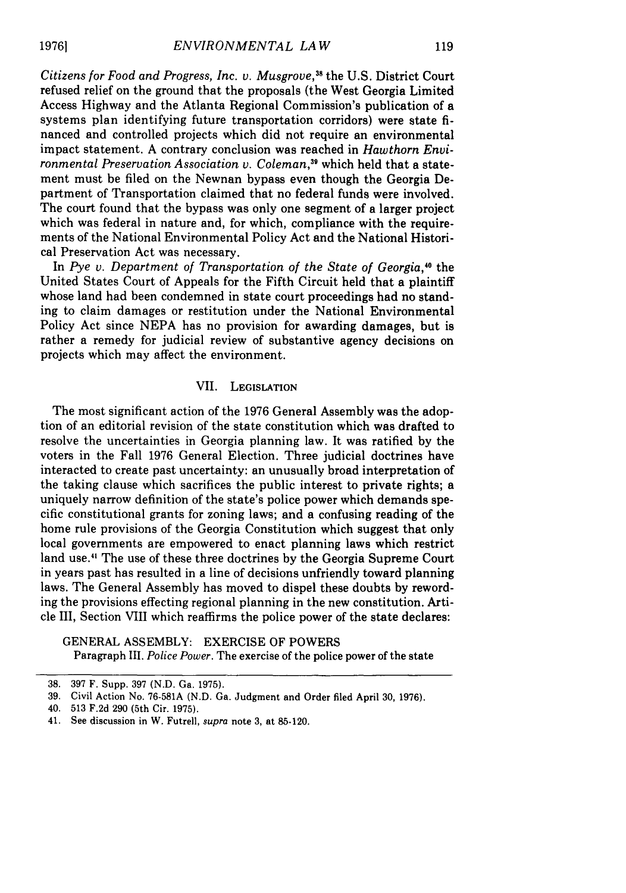*Citizens for Food and Progress, Inc. v. Musgrove*,[38] the U.S. District Court refused relief on the ground that the proposals (the West Georgia Limited Access Highway and the Atlanta Regional Commission's publication of a systems plan identifying future transportation corridors) were state financed and controlled projects which did not require an environmental impact statement. A contrary conclusion was reached in *Hawthorn Environmental Preservation Association v. Coleman*,[39] which held that a statement must be filed on the Newnan bypass even though the Georgia Department of Transportation claimed that no federal funds were involved. The court found that the bypass was only one segment of a larger project which was federal in nature and, for which, compliance with the requirements of the National Environmental Policy Act and the National Historical Preservation Act was necessary.

In *Pye v. Department of Transportation of the State of Georgia*,[40] the United States Court of Appeals for the Fifth Circuit held that a plaintiff whose land had been condemned in state court proceedings had no standing to claim damages or restitution under the National Environmental Policy Act since NEPA has no provision for awarding damages, but is rather a remedy for judicial review of substantive agency decisions on projects which may affect the environment.

## VII. LEGISLATION

The most significant action of the 1976 General Assembly was the adoption of an editorial revision of the state constitution which was drafted to resolve the uncertainties in Georgia planning law. It was ratified by the voters in the Fall 1976 General Election. Three judicial doctrines have interacted to create past uncertainty: an unusually broad interpretation of the taking clause which sacrifices the public interest to private rights; a uniquely narrow definition of the state's police power which demands specific constitutional grants for zoning laws; and a confusing reading of the home rule provisions of the Georgia Constitution which suggest that only local governments are empowered to enact planning laws which restrict land use.[41] The use of these three doctrines by the Georgia Supreme Court in years past has resulted in a line of decisions unfriendly toward planning laws. The General Assembly has moved to dispel these doubts by rewording the provisions effecting regional planning in the new constitution. Article III, Section VIII which reaffirms the police power of the state declares:

> GENERAL ASSEMBLY: EXERCISE OF POWERS
>
> Paragraph III. *Police Power.* The exercise of the police power of the state

---

38. 397 F. Supp. 397 (N.D. Ga. 1975).

39. Civil Action No. 76-581A (N.D. Ga. Judgment and Order filed April 30, 1976).

40. 513 F.2d 290 (5th Cir. 1975).

41. See discussion in W. Futrell, *supra* note 3, at 85-120.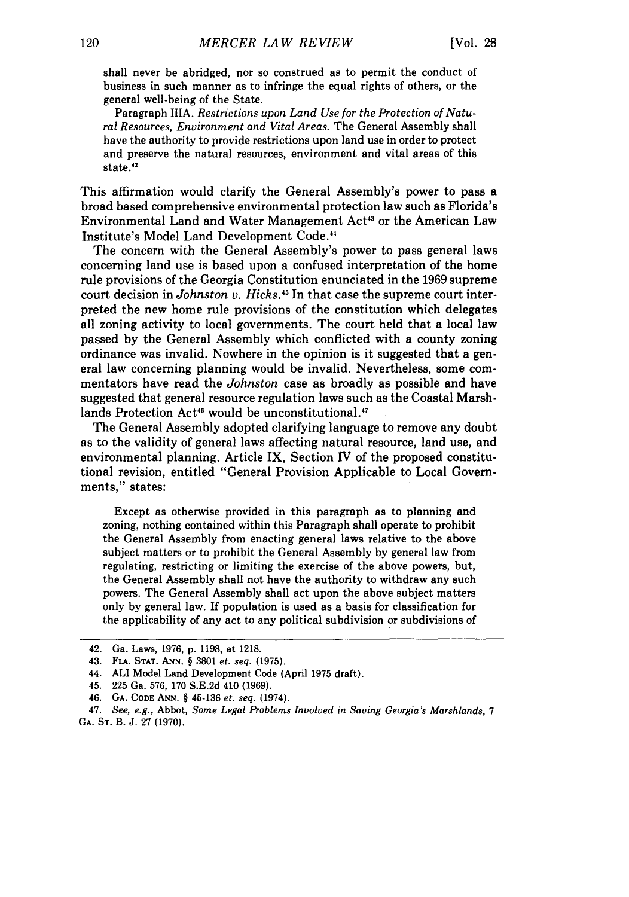shall never be abridged, nor so construed as to permit the conduct of business in such manner as to infringe the equal rights of others, or the general well-being of the State.

> Paragraph IIIA. *Restrictions upon Land Use for the Protection of Natural Resources, Environment and Vital Areas.* The General Assembly shall have the authority to provide restrictions upon land use in order to protect and preserve the natural resources, environment and vital areas of this state.[42]

This affirmation would clarify the General Assembly's power to pass a broad based comprehensive environmental protection law such as Florida's Environmental Land and Water Management Act[43] or the American Law Institute's Model Land Development Code.[44]

The concern with the General Assembly's power to pass general laws concerning land use is based upon a confused interpretation of the home rule provisions of the Georgia Constitution enunciated in the 1969 supreme court decision in *Johnston v. Hicks*.[45] In that case the supreme court interpreted the new home rule provisions of the constitution which delegates all zoning activity to local governments. The court held that a local law passed by the General Assembly which conflicted with a county zoning ordinance was invalid. Nowhere in the opinion is it suggested that a general law concerning planning would be invalid. Nevertheless, some commentators have read the *Johnston* case as broadly as possible and have suggested that general resource regulation laws such as the Coastal Marshlands Protection Act[46] would be unconstitutional.[47]

The General Assembly adopted clarifying language to remove any doubt as to the validity of general laws affecting natural resource, land use, and environmental planning. Article IX, Section IV of the proposed constitutional revision, entitled "General Provision Applicable to Local Governments," states:

> Except as otherwise provided in this paragraph as to planning and zoning, nothing contained within this Paragraph shall operate to prohibit the General Assembly from enacting general laws relative to the above subject matters or to prohibit the General Assembly by general law from regulating, restricting or limiting the exercise of the above powers, but, the General Assembly shall not have the authority to withdraw any such powers. The General Assembly shall act upon the above subject matters only by general law. If population is used as a basis for classification for the applicability of any act to any political subdivision or subdivisions of

---

42. Ga. Laws, 1976, p. 1198, at 1218.

43. FLA. STAT. ANN. § 3801 *et. seq.* (1975).

44. ALI Model Land Development Code (April 1975 draft).

45. 225 Ga. 576, 170 S.E.2d 410 (1969).

46. GA. CODE ANN. § 45-136 *et. seq.* (1974).

47. *See, e.g.*, Abbot, *Some Legal Problems Involved in Saving Georgia's Marshlands*, 7 GA. ST. B. J. 27 (1970).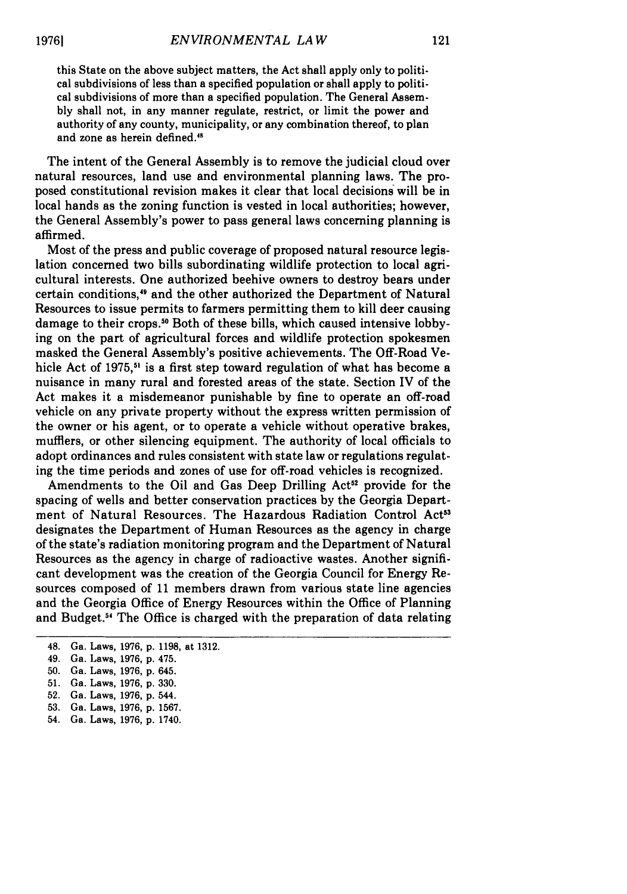> this State on the above subject matters, the Act shall apply only to political subdivisions of less than a specified population or shall apply to political subdivisions of more than a specified population. The General Assembly shall not, in any manner regulate, restrict, or limit the power and authority of any county, municipality, or any combination thereof, to plan and zone as herein defined.[48]

The intent of the General Assembly is to remove the judicial cloud over natural resources, land use and environmental planning laws. The proposed constitutional revision makes it clear that local decisions will be in local hands as the zoning function is vested in local authorities; however, the General Assembly's power to pass general laws concerning planning is affirmed.

Most of the press and public coverage of proposed natural resource legislation concerned two bills subordinating wildlife protection to local agricultural interests. One authorized beehive owners to destroy bears under certain conditions,[49] and the other authorized the Department of Natural Resources to issue permits to farmers permitting them to kill deer causing damage to their crops.[50] Both of these bills, which caused intensive lobbying on the part of agricultural forces and wildlife protection spokesmen masked the General Assembly's positive achievements. The Off-Road Vehicle Act of 1975,[51] is a first step toward regulation of what has become a nuisance in many rural and forested areas of the state. Section IV of the Act makes it a misdemeanor punishable by fine to operate an off-road vehicle on any private property without the express written permission of the owner or his agent, or to operate a vehicle without operative brakes, mufflers, or other silencing equipment. The authority of local officials to adopt ordinances and rules consistent with state law or regulations regulating the time periods and zones of use for off-road vehicles is recognized.

Amendments to the Oil and Gas Deep Drilling Act[52] provide for the spacing of wells and better conservation practices by the Georgia Department of Natural Resources. The Hazardous Radiation Control Act[53] designates the Department of Human Resources as the agency in charge of the state's radiation monitoring program and the Department of Natural Resources as the agency in charge of radioactive wastes. Another significant development was the creation of the Georgia Council for Energy Resources composed of 11 members drawn from various state line agencies and the Georgia Office of Energy Resources within the Office of Planning and Budget.[54] The Office is charged with the preparation of data relating

---

48. Ga. Laws, 1976, p. 1198, at 1312.
49. Ga. Laws, 1976, p. 475.
50. Ga. Laws, 1976, p. 645.
51. Ga. Laws, 1976, p. 330.
52. Ga. Laws, 1976, p. 544.
53. Ga. Laws, 1976, p. 1567.
54. Ga. Laws, 1976, p. 1740.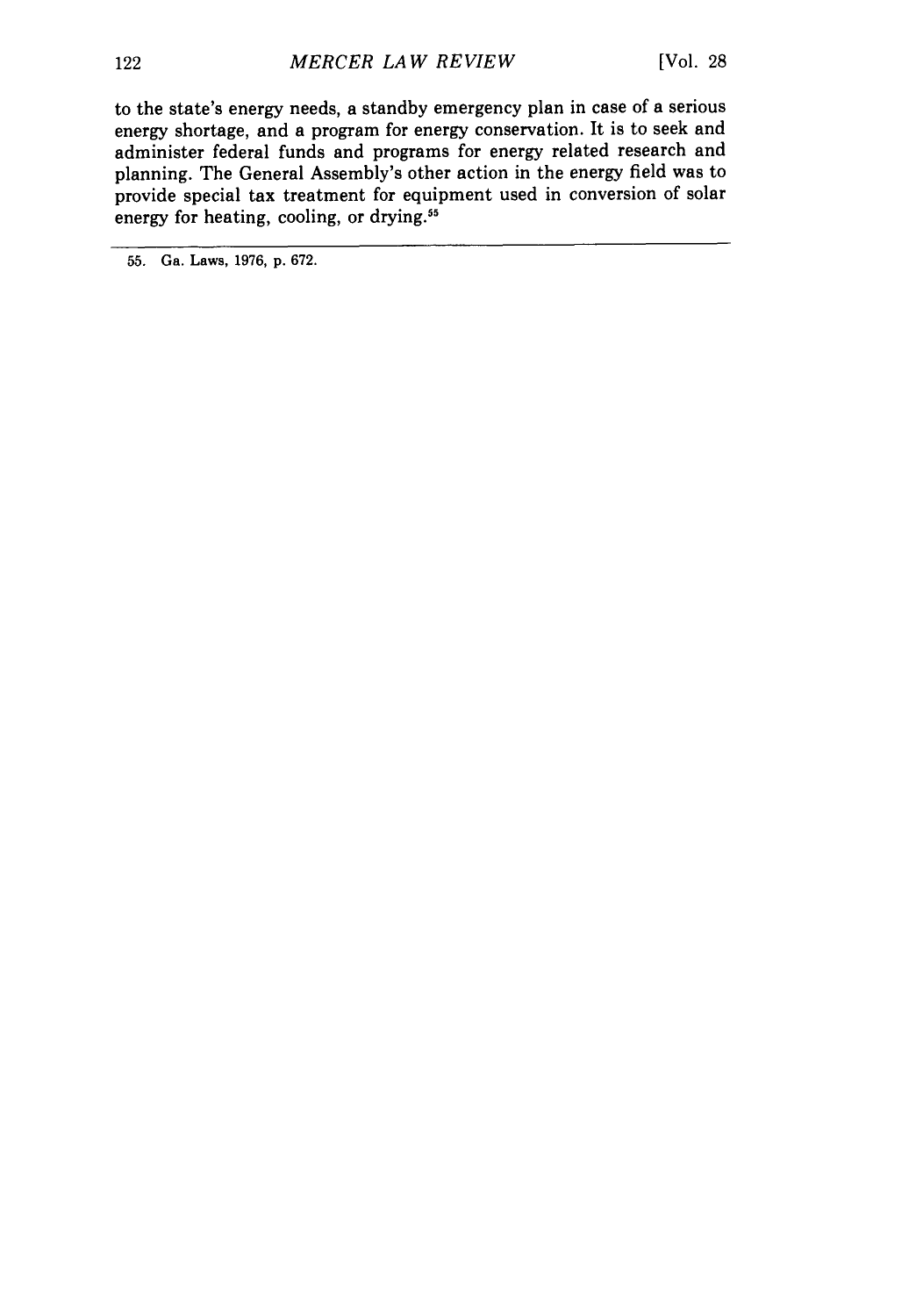to the state's energy needs, a standby emergency plan in case of a serious energy shortage, and a program for energy conservation. It is to seek and administer federal funds and programs for energy related research and planning. The General Assembly's other action in the energy field was to provide special tax treatment for equipment used in conversion of solar energy for heating, cooling, or drying.[55]

---

55. Ga. Laws, 1976, p. 672.